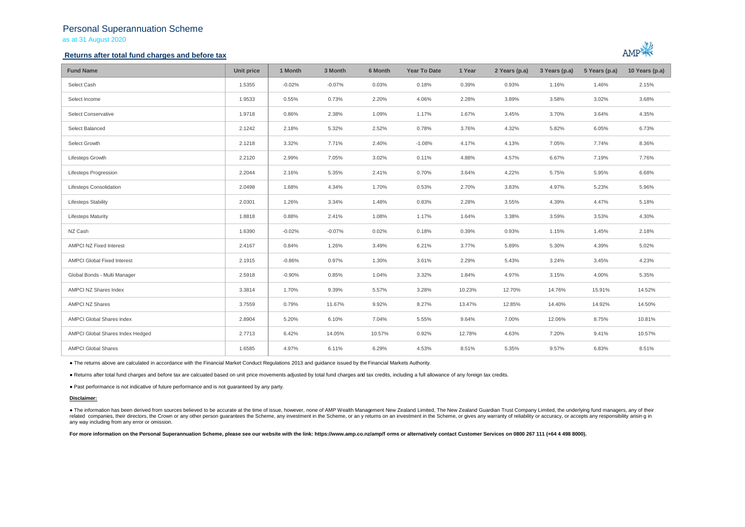# Personal Superannuation Scheme

as at 31 August 2020

## Returns after total fund charges and before tax

| Fund Name | Unit price | 1 Month | 3 Month | 6 Month | Year To Date | 1 Year | 2 Years (p.a) | 3 Years (p.a) | 5 Years (p.a) | 10 Years (p.a) |
|---|---|---|---|---|---|---|---|---|---|---|
| Select Cash | 1.5355 | -0.02% | -0.07% | 0.03% | 0.18% | 0.39% | 0.93% | 1.16% | 1.46% | 2.15% |
| Select Income | 1.9533 | 0.55% | 0.73% | 2.20% | 4.06% | 2.28% | 3.89% | 3.58% | 3.02% | 3.68% |
| Select Conservative | 1.9718 | 0.86% | 2.38% | 1.09% | 1.17% | 1.67% | 3.45% | 3.70% | 3.64% | 4.35% |
| Select Balanced | 2.1242 | 2.18% | 5.32% | 2.52% | 0.78% | 3.76% | 4.32% | 5.82% | 6.05% | 6.73% |
| Select Growth | 2.1218 | 3.32% | 7.71% | 2.40% | -1.08% | 4.17% | 4.13% | 7.05% | 7.74% | 8.36% |
| Lifesteps Growth | 2.2120 | 2.99% | 7.05% | 3.02% | 0.11% | 4.88% | 4.57% | 6.67% | 7.19% | 7.76% |
| Lifesteps Progression | 2.2044 | 2.16% | 5.35% | 2.41% | 0.70% | 3.64% | 4.22% | 5.75% | 5.95% | 6.68% |
| Lifesteps Consolidation | 2.0498 | 1.68% | 4.34% | 1.70% | 0.53% | 2.70% | 3.83% | 4.97% | 5.23% | 5.96% |
| Lifesteps Stability | 2.0301 | 1.26% | 3.34% | 1.48% | 0.83% | 2.28% | 3.55% | 4.39% | 4.47% | 5.18% |
| Lifesteps Maturity | 1.8818 | 0.88% | 2.41% | 1.08% | 1.17% | 1.64% | 3.38% | 3.59% | 3.53% | 4.30% |
| NZ Cash | 1.6390 | -0.02% | -0.07% | 0.02% | 0.18% | 0.39% | 0.93% | 1.15% | 1.45% | 2.18% |
| AMPCI NZ Fixed Interest | 2.4167 | 0.84% | 1.26% | 3.49% | 6.21% | 3.77% | 5.89% | 5.30% | 4.39% | 5.02% |
| AMPCI Global Fixed Interest | 2.1915 | -0.86% | 0.97% | 1.30% | 3.61% | 2.29% | 5.43% | 3.24% | 3.45% | 4.23% |
| Global Bonds - Multi Manager | 2.5918 | -0.90% | 0.85% | 1.04% | 3.32% | 1.84% | 4.97% | 3.15% | 4.00% | 5.35% |
| AMPCI NZ Shares Index | 3.3814 | 1.70% | 9.39% | 5.57% | 3.28% | 10.23% | 12.70% | 14.76% | 15.91% | 14.52% |
| AMPCI NZ Shares | 3.7559 | 0.79% | 11.67% | 9.92% | 8.27% | 13.47% | 12.85% | 14.40% | 14.92% | 14.50% |
| AMPCI Global Shares Index | 2.8904 | 5.20% | 6.10% | 7.04% | 5.55% | 9.64% | 7.00% | 12.06% | 8.75% | 10.81% |
| AMPCI Global Shares Index Hedged | 2.7713 | 6.42% | 14.05% | 10.57% | 0.92% | 12.78% | 4.63% | 7.20% | 9.41% | 10.57% |
| AMPCI Global Shares | 1.6585 | 4.97% | 6.11% | 6.29% | 4.53% | 8.51% | 5.35% | 9.57% | 6.83% | 8.51% |

- The returns above are calculated in accordance with the Financial Market Conduct Regulations 2013 and guidance issued by the Financial Markets Authority.
- Returns after total fund charges and before tax are calcuated based on unit price movements adjusted by total fund charges and tax credits, including a full allowance of any foreign tax credits.
- Past performance is not indicative of future performance and is not guaranteed by any party.

**Disclaimer:**

- The information has been derived from sources believed to be accurate at the time of issue, however, none of AMP Wealth Management New Zealand Limited, The New Zealand Guardian Trust Company Limited, the underlying fund managers, any of their related companies, their directors, the Crown or any other person guarantees the Scheme, any investment in the Scheme, or an y returns on an investment in the Scheme, or gives any warranty of reliability or accuracy, or accepts any responsibility arisin g in any way including from any error or omission.

**For more information on the Personal Superannuation Scheme, please see our website with the link: https://www.amp.co.nz/amp/f orms or alternatively contact Customer Services on 0800 267 111 (+64 4 498 8000).**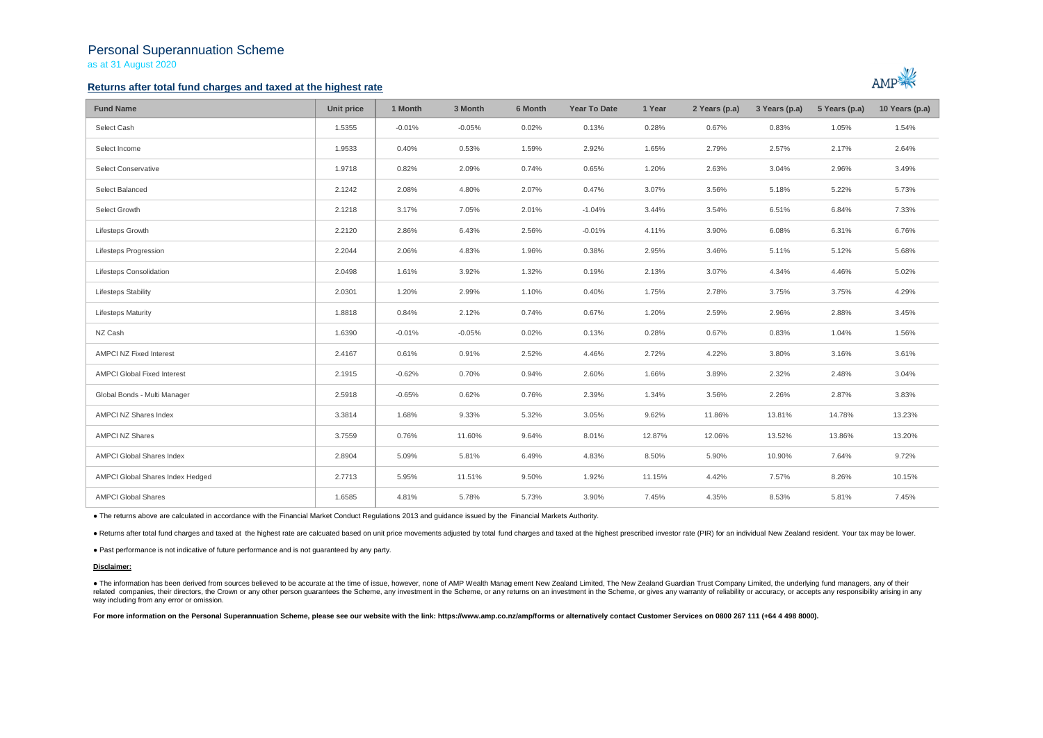# Personal Superannuation Scheme

as at 31 August 2020

## Returns after total fund charges and taxed at the highest rate

| Fund Name | Unit price | 1 Month | 3 Month | 6 Month | Year To Date | 1 Year | 2 Years (p.a) | 3 Years (p.a) | 5 Years (p.a) | 10 Years (p.a) |
|---|---|---|---|---|---|---|---|---|---|---|
| Select Cash | 1.5355 | -0.01% | -0.05% | 0.02% | 0.13% | 0.28% | 0.67% | 0.83% | 1.05% | 1.54% |
| Select Income | 1.9533 | 0.40% | 0.53% | 1.59% | 2.92% | 1.65% | 2.79% | 2.57% | 2.17% | 2.64% |
| Select Conservative | 1.9718 | 0.82% | 2.09% | 0.74% | 0.65% | 1.20% | 2.63% | 3.04% | 2.96% | 3.49% |
| Select Balanced | 2.1242 | 2.08% | 4.80% | 2.07% | 0.47% | 3.07% | 3.56% | 5.18% | 5.22% | 5.73% |
| Select Growth | 2.1218 | 3.17% | 7.05% | 2.01% | -1.04% | 3.44% | 3.54% | 6.51% | 6.84% | 7.33% |
| Lifesteps Growth | 2.2120 | 2.86% | 6.43% | 2.56% | -0.01% | 4.11% | 3.90% | 6.08% | 6.31% | 6.76% |
| Lifesteps Progression | 2.2044 | 2.06% | 4.83% | 1.96% | 0.38% | 2.95% | 3.46% | 5.11% | 5.12% | 5.68% |
| Lifesteps Consolidation | 2.0498 | 1.61% | 3.92% | 1.32% | 0.19% | 2.13% | 3.07% | 4.34% | 4.46% | 5.02% |
| Lifesteps Stability | 2.0301 | 1.20% | 2.99% | 1.10% | 0.40% | 1.75% | 2.78% | 3.75% | 3.75% | 4.29% |
| Lifesteps Maturity | 1.8818 | 0.84% | 2.12% | 0.74% | 0.67% | 1.20% | 2.59% | 2.96% | 2.88% | 3.45% |
| NZ Cash | 1.6390 | -0.01% | -0.05% | 0.02% | 0.13% | 0.28% | 0.67% | 0.83% | 1.04% | 1.56% |
| AMPCI NZ Fixed Interest | 2.4167 | 0.61% | 0.91% | 2.52% | 4.46% | 2.72% | 4.22% | 3.80% | 3.16% | 3.61% |
| AMPCI Global Fixed Interest | 2.1915 | -0.62% | 0.70% | 0.94% | 2.60% | 1.66% | 3.89% | 2.32% | 2.48% | 3.04% |
| Global Bonds - Multi Manager | 2.5918 | -0.65% | 0.62% | 0.76% | 2.39% | 1.34% | 3.56% | 2.26% | 2.87% | 3.83% |
| AMPCI NZ Shares Index | 3.3814 | 1.68% | 9.33% | 5.32% | 3.05% | 9.62% | 11.86% | 13.81% | 14.78% | 13.23% |
| AMPCI NZ Shares | 3.7559 | 0.76% | 11.60% | 9.64% | 8.01% | 12.87% | 12.06% | 13.52% | 13.86% | 13.20% |
| AMPCI Global Shares Index | 2.8904 | 5.09% | 5.81% | 6.49% | 4.83% | 8.50% | 5.90% | 10.90% | 7.64% | 9.72% |
| AMPCI Global Shares Index Hedged | 2.7713 | 5.95% | 11.51% | 9.50% | 1.92% | 11.15% | 4.42% | 7.57% | 8.26% | 10.15% |
| AMPCI Global Shares | 1.6585 | 4.81% | 5.78% | 5.73% | 3.90% | 7.45% | 4.35% | 8.53% | 5.81% | 7.45% |

- The returns above are calculated in accordance with the Financial Market Conduct Regulations 2013 and guidance issued by the Financial Markets Authority.
- Returns after total fund charges and taxed at the highest rate are calcuated based on unit price movements adjusted by total fund charges and taxed at the highest prescribed investor rate (PIR) for an individual New Zealand resident. Your tax may be lower.
- Past performance is not indicative of future performance and is not guaranteed by any party.

**Disclaimer:**

- The information has been derived from sources believed to be accurate at the time of issue, however, none of AMP Wealth Management New Zealand Limited, The New Zealand Guardian Trust Company Limited, the underlying fund managers, any of their related companies, their directors, the Crown or any other person guarantees the Scheme, any investment in the Scheme, or any returns on an investment in the Scheme, or gives any warranty of reliability or accuracy, or accepts any responsibility arising in any way including from any error or omission.

**For more information on the Personal Superannuation Scheme, please see our website with the link: https://www.amp.co.nz/amp/forms or alternatively contact Customer Services on 0800 267 111 (+64 4 498 8000).**